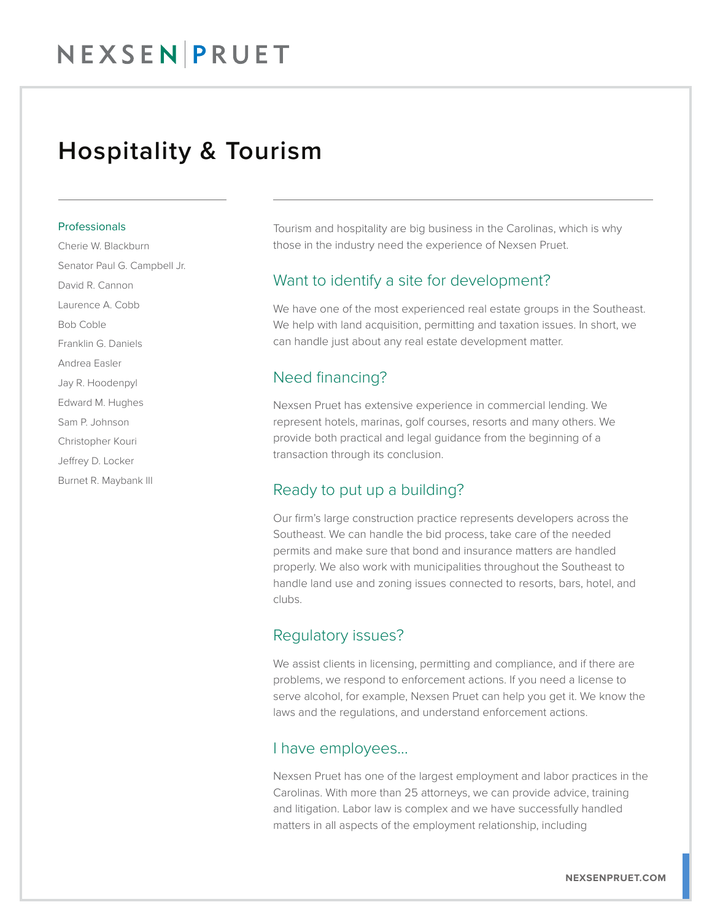NEXSEN | PRUET

# Hospitality & Tourism

**Professionals**

- Cherie W. Blackburn
- Senator Paul G. Campbell Jr.
- David R. Cannon
- Laurence A. Cobb
- Bob Coble
- Franklin G. Daniels
- Andrea Easler
- Jay R. Hoodenpyl
- Edward M. Hughes
- Sam P. Johnson
- Christopher Kouri
- Jeffrey D. Locker
- Burnet R. Maybank III

Tourism and hospitality are big business in the Carolinas, which is why those in the industry need the experience of Nexsen Pruet.

## Want to identify a site for development?

We have one of the most experienced real estate groups in the Southeast. We help with land acquisition, permitting and taxation issues. In short, we can handle just about any real estate development matter.

## Need financing?

Nexsen Pruet has extensive experience in commercial lending. We represent hotels, marinas, golf courses, resorts and many others. We provide both practical and legal guidance from the beginning of a transaction through its conclusion.

## Ready to put up a building?

Our firm's large construction practice represents developers across the Southeast. We can handle the bid process, take care of the needed permits and make sure that bond and insurance matters are handled properly. We also work with municipalities throughout the Southeast to handle land use and zoning issues connected to resorts, bars, hotel, and clubs.

## Regulatory issues?

We assist clients in licensing, permitting and compliance, and if there are problems, we respond to enforcement actions. If you need a license to serve alcohol, for example, Nexsen Pruet can help you get it. We know the laws and the regulations, and understand enforcement actions.

## I have employees...

Nexsen Pruet has one of the largest employment and labor practices in the Carolinas. With more than 25 attorneys, we can provide advice, training and litigation. Labor law is complex and we have successfully handled matters in all aspects of the employment relationship, including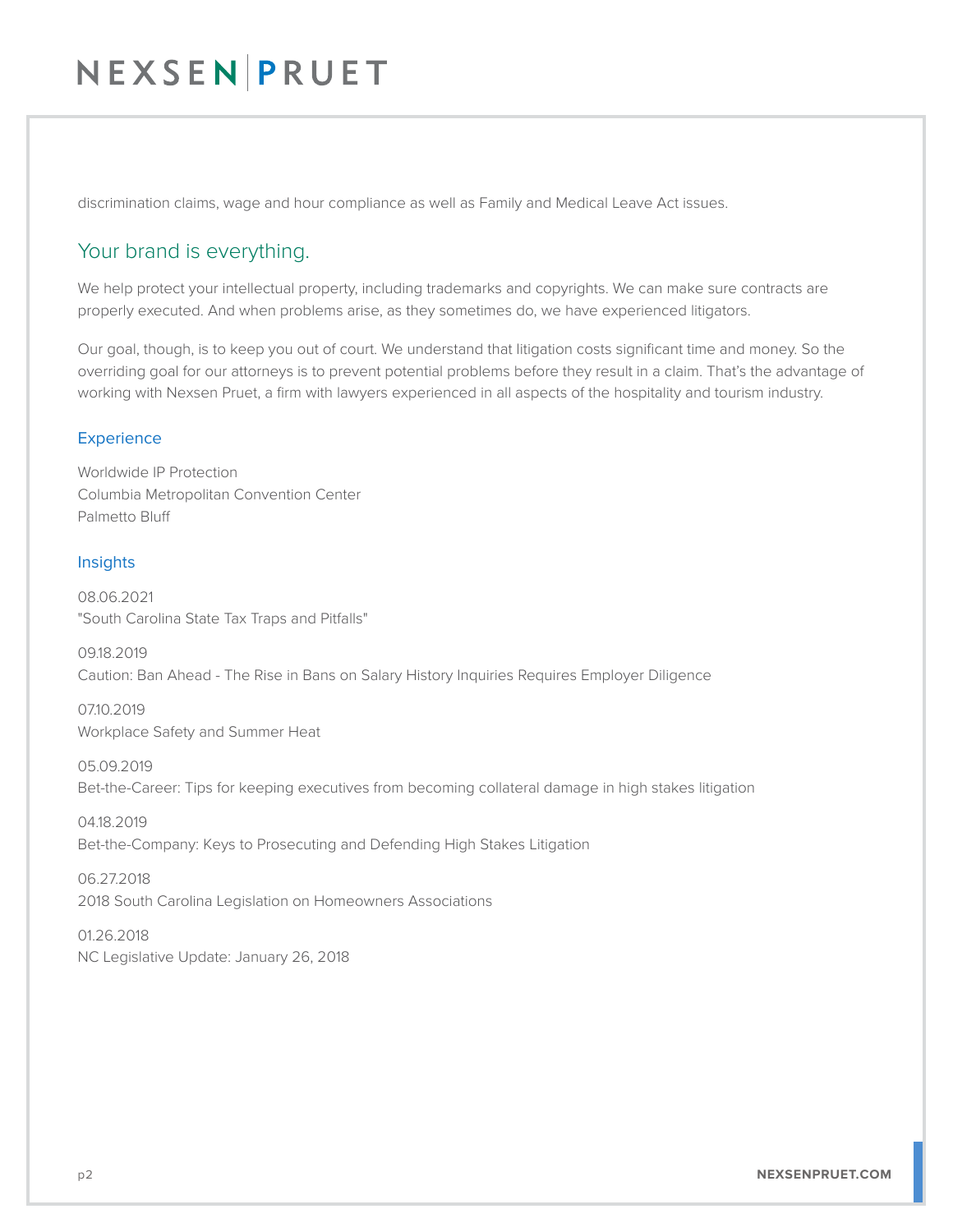discrimination claims, wage and hour compliance as well as Family and Medical Leave Act issues.

## Your brand is everything.

We help protect your intellectual property, including trademarks and copyrights. We can make sure contracts are properly executed. And when problems arise, as they sometimes do, we have experienced litigators.

Our goal, though, is to keep you out of court. We understand that litigation costs significant time and money. So the overriding goal for our attorneys is to prevent potential problems before they result in a claim. That's the advantage of working with Nexsen Pruet, a firm with lawyers experienced in all aspects of the hospitality and tourism industry.

### Experience

Worldwide IP Protection
Columbia Metropolitan Convention Center
Palmetto Bluff

### Insights

08.06.2021
"South Carolina State Tax Traps and Pitfalls"

09.18.2019
Caution: Ban Ahead - The Rise in Bans on Salary History Inquiries Requires Employer Diligence

07.10.2019
Workplace Safety and Summer Heat

05.09.2019
Bet-the-Career: Tips for keeping executives from becoming collateral damage in high stakes litigation

04.18.2019
Bet-the-Company: Keys to Prosecuting and Defending High Stakes Litigation

06.27.2018
2018 South Carolina Legislation on Homeowners Associations

01.26.2018
NC Legislative Update: January 26, 2018